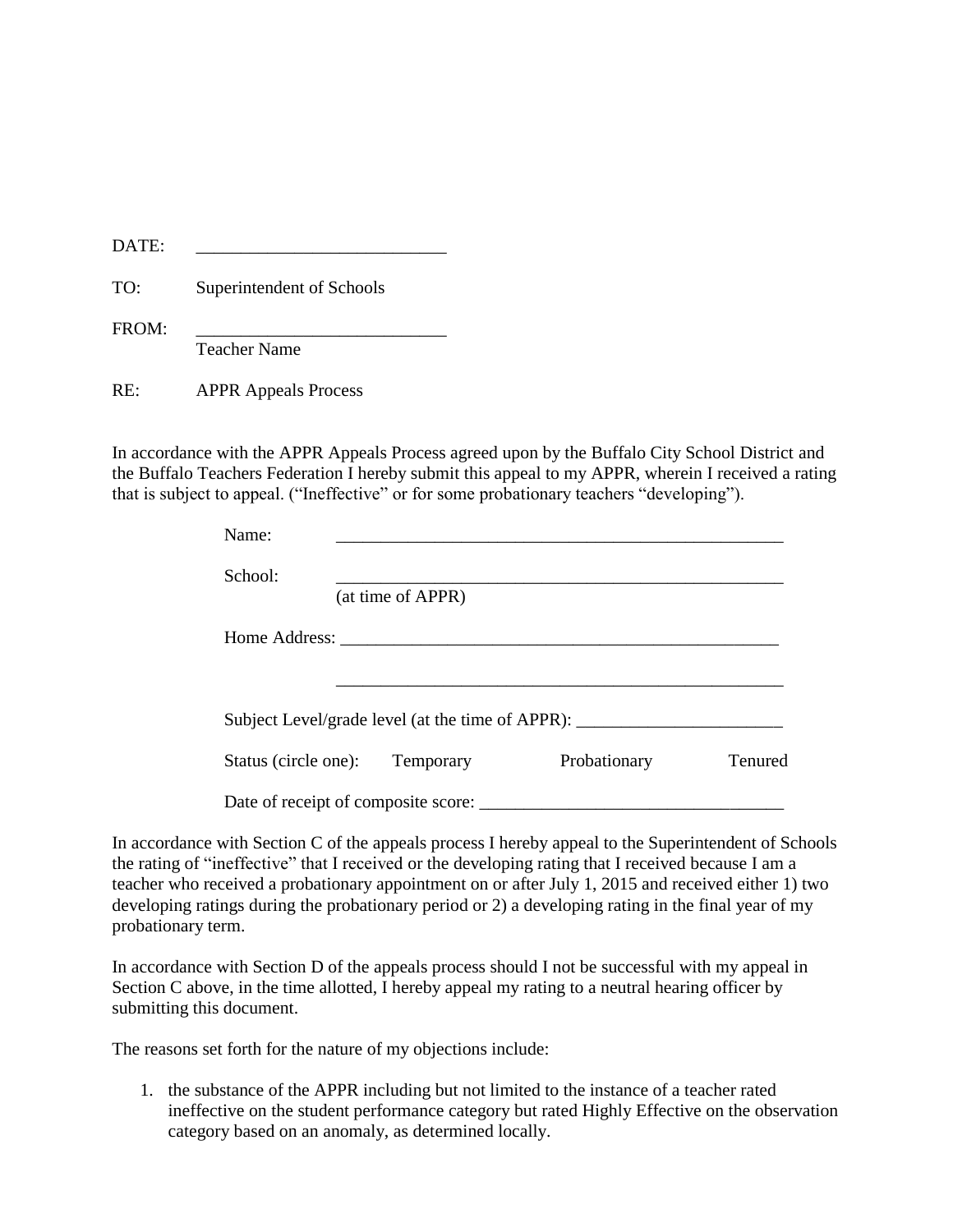DATE: ___________________________

TO: Superintendent of Schools

FROM: ___________________________
Teacher Name

RE: APPR Appeals Process

In accordance with the APPR Appeals Process agreed upon by the Buffalo City School District and the Buffalo Teachers Federation I hereby submit this appeal to my APPR, wherein I received a rating that is subject to appeal. ("Ineffective" or for some probationary teachers "developing").

Name: ___________________________________________________

School: ___________________________________________________
(at time of APPR)

Home Address: ___________________________________________________

___________________________________________________

Subject Level/grade level (at the time of APPR): _______________________

Status (circle one): Temporary Probationary Tenured

Date of receipt of composite score: _________________________________

In accordance with Section C of the appeals process I hereby appeal to the Superintendent of Schools the rating of "ineffective" that I received or the developing rating that I received because I am a teacher who received a probationary appointment on or after July 1, 2015 and received either 1) two developing ratings during the probationary period or 2) a developing rating in the final year of my probationary term.

In accordance with Section D of the appeals process should I not be successful with my appeal in Section C above, in the time allotted, I hereby appeal my rating to a neutral hearing officer by submitting this document.

The reasons set forth for the nature of my objections include:

1. the substance of the APPR including but not limited to the instance of a teacher rated ineffective on the student performance category but rated Highly Effective on the observation category based on an anomaly, as determined locally.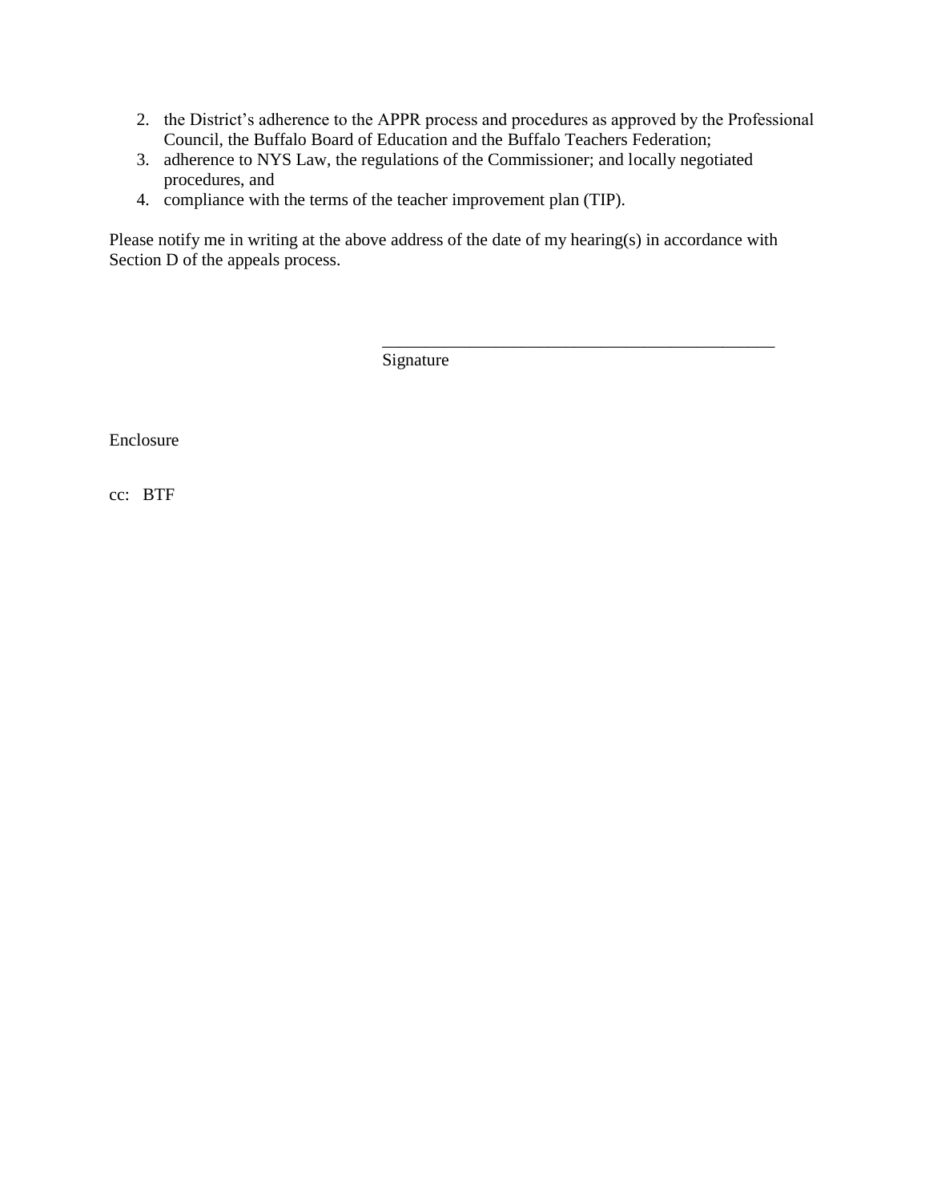2. the District's adherence to the APPR process and procedures as approved by the Professional Council, the Buffalo Board of Education and the Buffalo Teachers Federation;
3. adherence to NYS Law, the regulations of the Commissioner; and locally negotiated procedures, and
4. compliance with the terms of the teacher improvement plan (TIP).

Please notify me in writing at the above address of the date of my hearing(s) in accordance with Section D of the appeals process.

_______________________________________________

Signature

Enclosure

cc: BTF